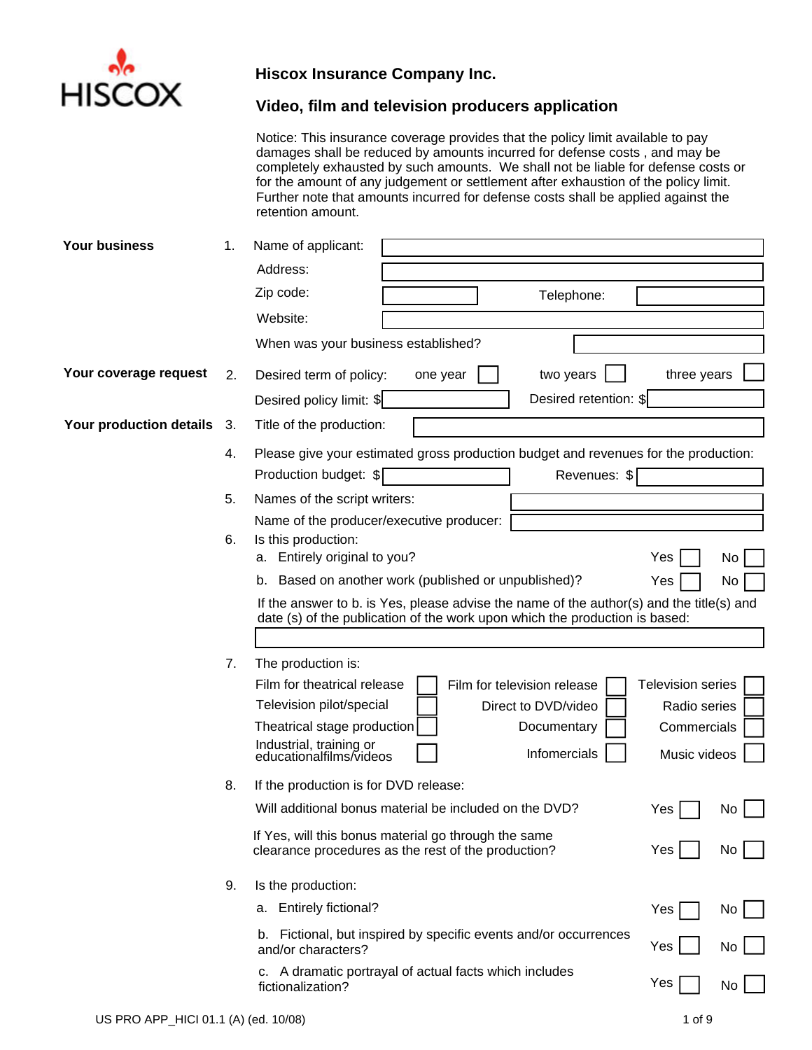HISCOX

# Hiscox Insurance Company Inc.

## Video, film and television producers application

Notice: This insurance coverage provides that the policy limit available to pay damages shall be reduced by amounts incurred for defense costs , and may be completely exhausted by such amounts. We shall not be liable for defense costs or for the amount of any judgement or settlement after exhaustion of the policy limit. Further note that amounts incurred for defense costs shall be applied against the retention amount.

**Your business**

1. Name of applicant: ____________

   Address: ____________

   Zip code: ____________ Telephone: ____________

   Website: ____________

   When was your business established? ____________

**Your coverage request**

2. Desired term of policy: one year ☐ two years ☐ three years ☐

   Desired policy limit: $ ____________ Desired retention: $ ____________

**Your production details**

3. Title of the production: ____________

4. Please give your estimated gross production budget and revenues for the production:

   Production budget: $ ____________ Revenues: $ ____________

5. Names of the script writers: ____________

   Name of the producer/executive producer: ____________

6. Is this production:

   a. Entirely original to you? Yes ☐ No ☐

   b. Based on another work (published or unpublished)? Yes ☐ No ☐

   If the answer to b. is Yes, please advise the name of the author(s) and the title(s) and date (s) of the publication of the work upon which the production is based:

   ____________

7. The production is:

   | | | | | | |
   |---|---|---|---|---|---|
   | Film for theatrical release | ☐ | Film for television release | ☐ | Television series | ☐ |
   | Television pilot/special | ☐ | Direct to DVD/video | ☐ | Radio series | ☐ |
   | Theatrical stage production | ☐ | Documentary | ☐ | Commercials | ☐ |
   | Industrial, training or educationalfilms/videos | ☐ | Infomercials | ☐ | Music videos | ☐ |

8. If the production is for DVD release:

   Will additional bonus material be included on the DVD? Yes ☐ No ☐

   If Yes, will this bonus material go through the same clearance procedures as the rest of the production? Yes ☐ No ☐

9. Is the production:

   a. Entirely fictional? Yes ☐ No ☐

   b. Fictional, but inspired by specific events and/or occurrences and/or characters? Yes ☐ No ☐

   c. A dramatic portrayal of actual facts which includes fictionalization? Yes ☐ No ☐

US PRO APP_HICI 01.1 (A) (ed. 10/08)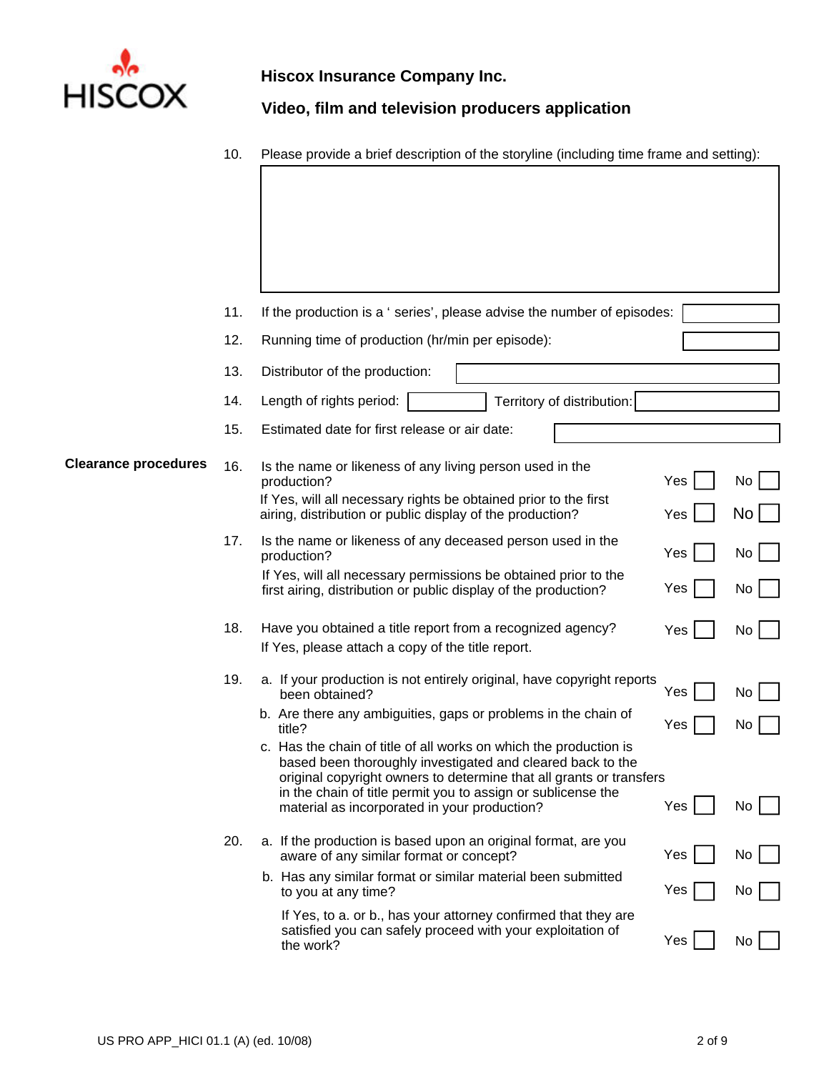**Hiscox Insurance Company Inc.**

**Video, film and television producers application**

10. Please provide a brief description of the storyline (including time frame and setting):

11. If the production is a ' series', please advise the number of episodes:

12. Running time of production (hr/min per episode):

13. Distributor of the production:

14. Length of rights period: Territory of distribution:

15. Estimated date for first release or air date:

**Clearance procedures**

16. Is the name or likeness of any living person used in the production? Yes ☐ No ☐

    If Yes, will all necessary rights be obtained prior to the first airing, distribution or public display of the production? Yes ☐ No ☐

17. Is the name or likeness of any deceased person used in the production? Yes ☐ No ☐

    If Yes, will all necessary permissions be obtained prior to the first airing, distribution or public display of the production? Yes ☐ No ☐

18. Have you obtained a title report from a recognized agency? Yes ☐ No ☐

    If Yes, please attach a copy of the title report.

19. a. If your production is not entirely original, have copyright reports been obtained? Yes ☐ No ☐

    b. Are there any ambiguities, gaps or problems in the chain of title? Yes ☐ No ☐

    c. Has the chain of title of all works on which the production is based been thoroughly investigated and cleared back to the original copyright owners to determine that all grants or transfers in the chain of title permit you to assign or sublicense the material as incorporated in your production? Yes ☐ No ☐

20. a. If the production is based upon an original format, are you aware of any similar format or concept? Yes ☐ No ☐

    b. Has any similar format or similar material been submitted to you at any time? Yes ☐ No ☐

    If Yes, to a. or b., has your attorney confirmed that they are satisfied you can safely proceed with your exploitation of the work? Yes ☐ No ☐

US PRO APP_HICI 01.1 (A) (ed. 10/08)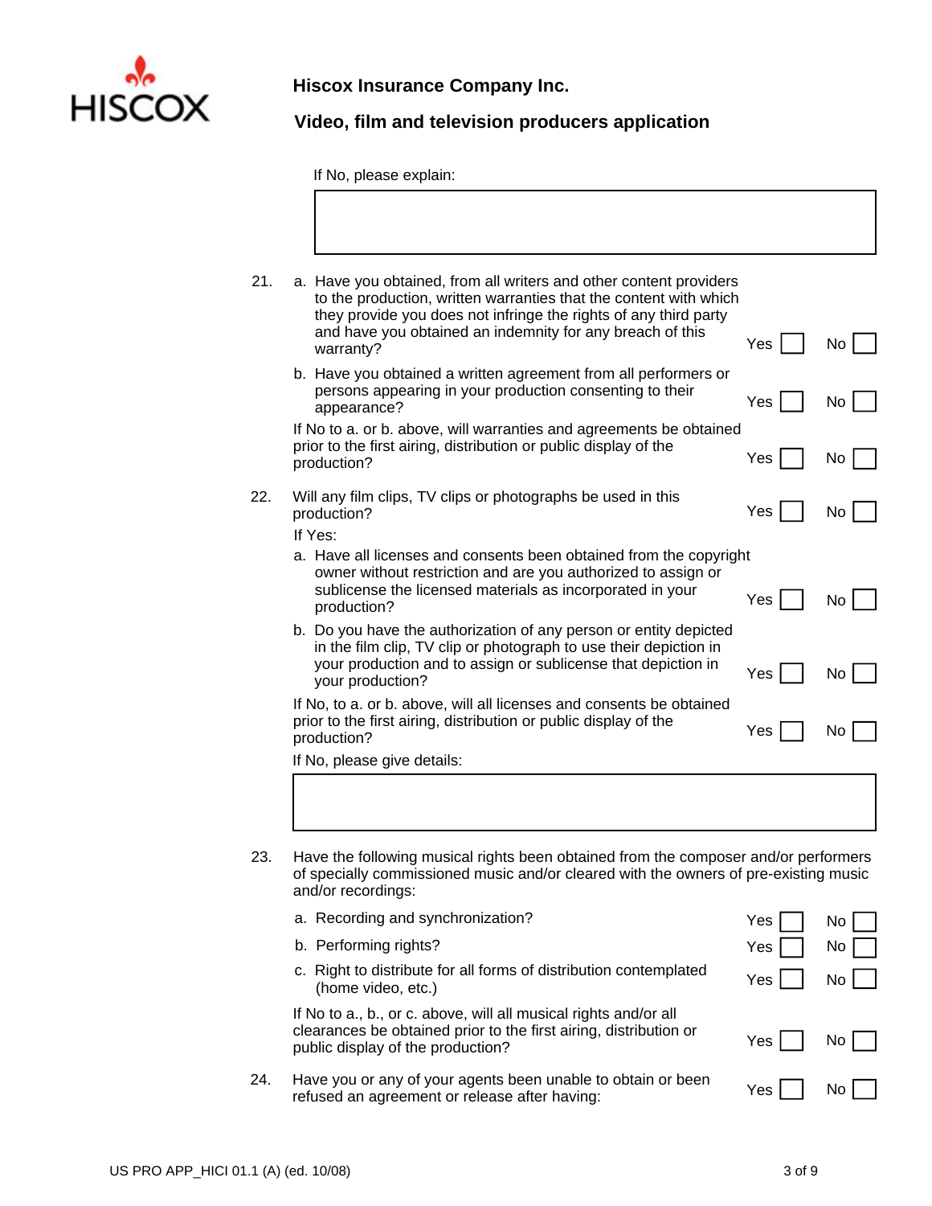If No, please explain:

&nbsp;

21. a. Have you obtained, from all writers and other content providers to the production, written warranties that the content with which they provide you does not infringe the rights of any third party and have you obtained an indemnity for any breach of this warranty? Yes ☐ No ☐

    b. Have you obtained a written agreement from all performers or persons appearing in your production consenting to their appearance? Yes ☐ No ☐

    If No to a. or b. above, will warranties and agreements be obtained prior to the first airing, distribution or public display of the production? Yes ☐ No ☐

22. Will any film clips, TV clips or photographs be used in this production? Yes ☐ No ☐

    If Yes:

    a. Have all licenses and consents been obtained from the copyright owner without restriction and are you authorized to assign or sublicense the licensed materials as incorporated in your production? Yes ☐ No ☐

    b. Do you have the authorization of any person or entity depicted in the film clip, TV clip or photograph to use their depiction in your production and to assign or sublicense that depiction in your production? Yes ☐ No ☐

    If No, to a. or b. above, will all licenses and consents be obtained prior to the first airing, distribution or public display of the production? Yes ☐ No ☐

    If No, please give details:

&nbsp;

23. Have the following musical rights been obtained from the composer and/or performers of specially commissioned music and/or cleared with the owners of pre-existing music and/or recordings:

    a. Recording and synchronization? Yes ☐ No ☐

    b. Performing rights? Yes ☐ No ☐

    c. Right to distribute for all forms of distribution contemplated (home video, etc.) Yes ☐ No ☐

    If No to a., b., or c. above, will all musical rights and/or all clearances be obtained prior to the first airing, distribution or public display of the production? Yes ☐ No ☐

24. Have you or any of your agents been unable to obtain or been refused an agreement or release after having: Yes ☐ No ☐

US PRO APP_HICI 01.1 (A) (ed. 10/08)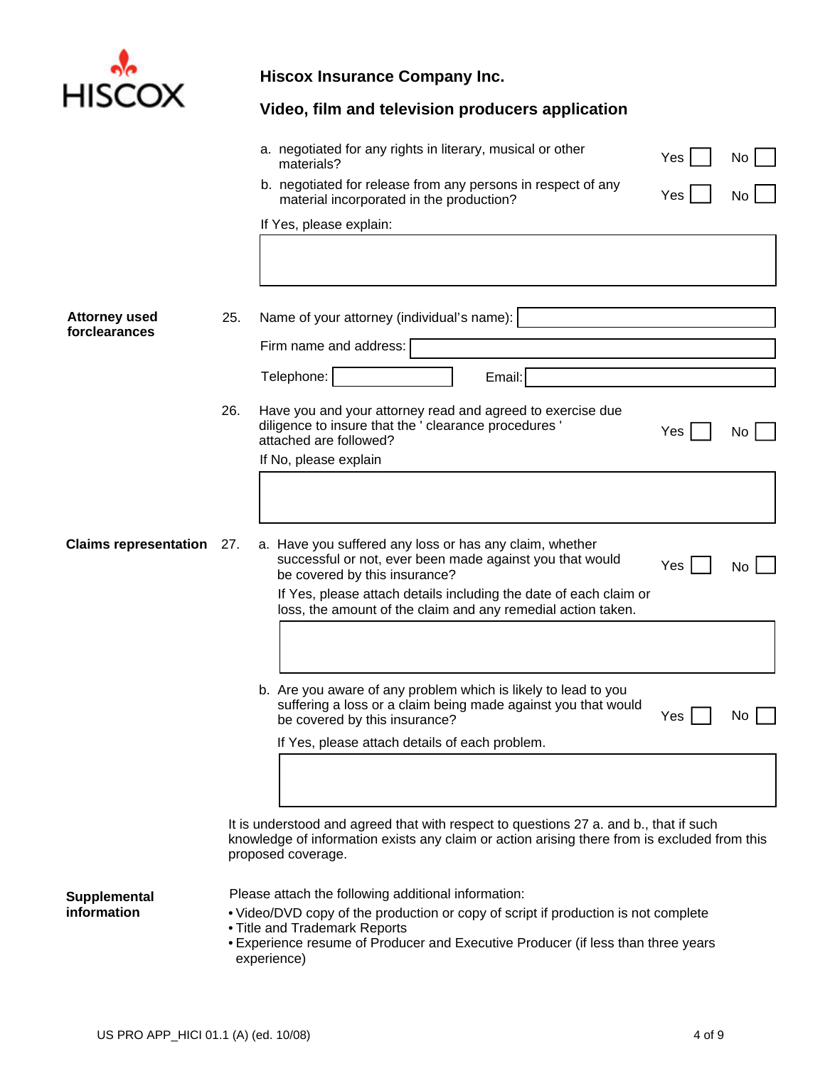**Hiscox Insurance Company Inc.**

**Video, film and television producers application**

a. negotiated for any rights in literary, musical or other materials? Yes ☐ No ☐

b. negotiated for release from any persons in respect of any material incorporated in the production? Yes ☐ No ☐

If Yes, please explain:

&nbsp;

**Attorney used forclearances**

25. Name of your attorney (individual's name):

Firm name and address:

Telephone: &nbsp;&nbsp;&nbsp;&nbsp; Email:

26. Have you and your attorney read and agreed to exercise due diligence to insure that the ' clearance procedures ' attached are followed? Yes ☐ No ☐

If No, please explain

&nbsp;

**Claims representation**

27. a. Have you suffered any loss or has any claim, whether successful or not, ever been made against you that would be covered by this insurance? Yes ☐ No ☐

If Yes, please attach details including the date of each claim or loss, the amount of the claim and any remedial action taken.

&nbsp;

b. Are you aware of any problem which is likely to lead to you suffering a loss or a claim being made against you that would be covered by this insurance? Yes ☐ No ☐

If Yes, please attach details of each problem.

&nbsp;

It is understood and agreed that with respect to questions 27 a. and b., that if such knowledge of information exists any claim or action arising there from is excluded from this proposed coverage.

**Supplemental information**

Please attach the following additional information:

- Video/DVD copy of the production or copy of script if production is not complete
- Title and Trademark Reports
- Experience resume of Producer and Executive Producer (if less than three years experience)

US PRO APP_HICI 01.1 (A) (ed. 10/08)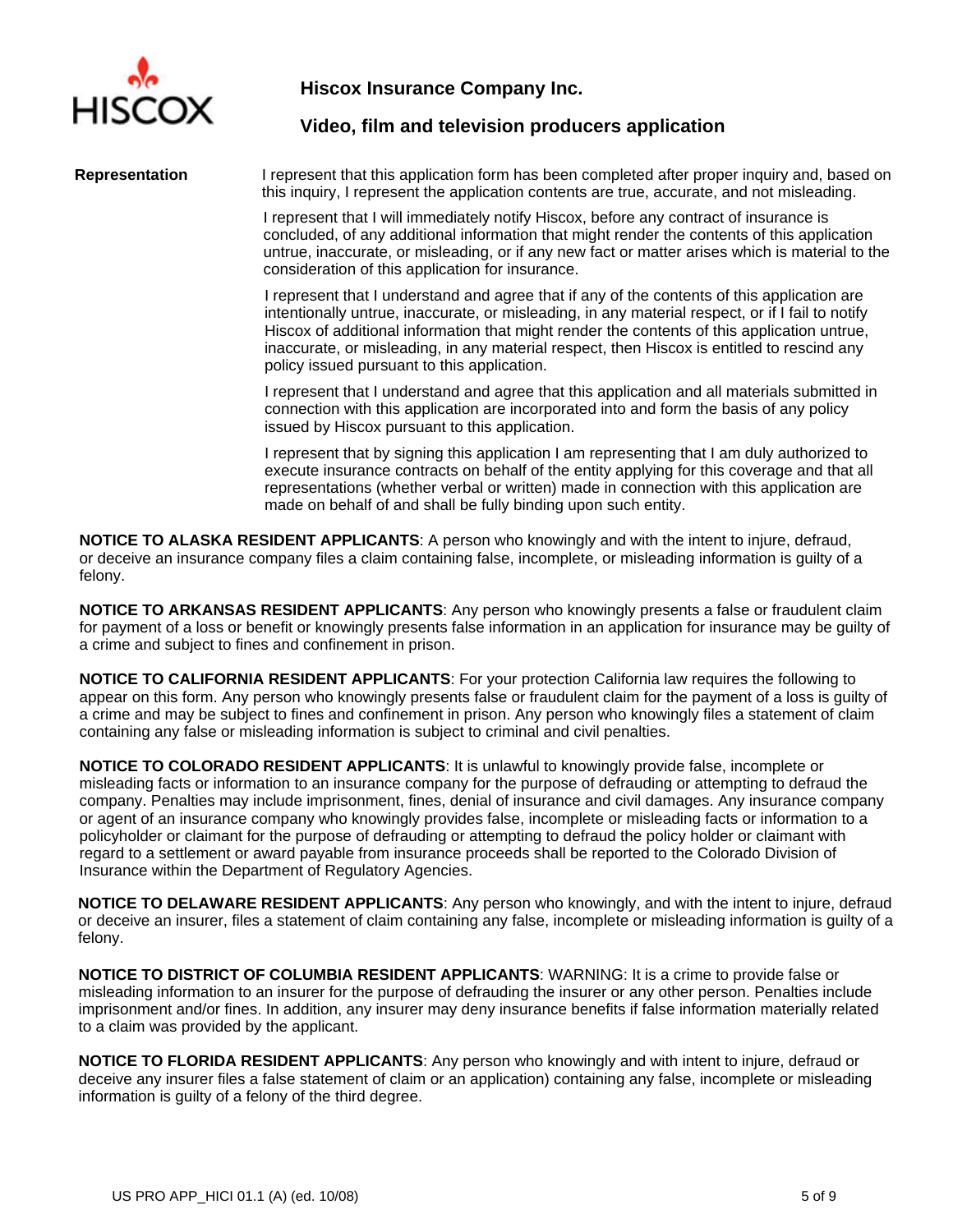**Hiscox Insurance Company Inc.**

**Video, film and television producers application**

**Representation**

I represent that this application form has been completed after proper inquiry and, based on this inquiry, I represent the application contents are true, accurate, and not misleading.

I represent that I will immediately notify Hiscox, before any contract of insurance is concluded, of any additional information that might render the contents of this application untrue, inaccurate, or misleading, or if any new fact or matter arises which is material to the consideration of this application for insurance.

I represent that I understand and agree that if any of the contents of this application are intentionally untrue, inaccurate, or misleading, in any material respect, or if I fail to notify Hiscox of additional information that might render the contents of this application untrue, inaccurate, or misleading, in any material respect, then Hiscox is entitled to rescind any policy issued pursuant to this application.

I represent that I understand and agree that this application and all materials submitted in connection with this application are incorporated into and form the basis of any policy issued by Hiscox pursuant to this application.

I represent that by signing this application I am representing that I am duly authorized to execute insurance contracts on behalf of the entity applying for this coverage and that all representations (whether verbal or written) made in connection with this application are made on behalf of and shall be fully binding upon such entity.

**NOTICE TO ALASKA RESIDENT APPLICANTS**: A person who knowingly and with the intent to injure, defraud, or deceive an insurance company files a claim containing false, incomplete, or misleading information is guilty of a felony.

**NOTICE TO ARKANSAS RESIDENT APPLICANTS**: Any person who knowingly presents a false or fraudulent claim for payment of a loss or benefit or knowingly presents false information in an application for insurance may be guilty of a crime and subject to fines and confinement in prison.

**NOTICE TO CALIFORNIA RESIDENT APPLICANTS**: For your protection California law requires the following to appear on this form. Any person who knowingly presents false or fraudulent claim for the payment of a loss is guilty of a crime and may be subject to fines and confinement in prison. Any person who knowingly files a statement of claim containing any false or misleading information is subject to criminal and civil penalties.

**NOTICE TO COLORADO RESIDENT APPLICANTS**: It is unlawful to knowingly provide false, incomplete or misleading facts or information to an insurance company for the purpose of defrauding or attempting to defraud the company. Penalties may include imprisonment, fines, denial of insurance and civil damages. Any insurance company or agent of an insurance company who knowingly provides false, incomplete or misleading facts or information to a policyholder or claimant for the purpose of defrauding or attempting to defraud the policy holder or claimant with regard to a settlement or award payable from insurance proceeds shall be reported to the Colorado Division of Insurance within the Department of Regulatory Agencies.

**NOTICE TO DELAWARE RESIDENT APPLICANTS**: Any person who knowingly, and with the intent to injure, defraud or deceive an insurer, files a statement of claim containing any false, incomplete or misleading information is guilty of a felony.

**NOTICE TO DISTRICT OF COLUMBIA RESIDENT APPLICANTS**: WARNING: It is a crime to provide false or misleading information to an insurer for the purpose of defrauding the insurer or any other person. Penalties include imprisonment and/or fines. In addition, any insurer may deny insurance benefits if false information materially related to a claim was provided by the applicant.

**NOTICE TO FLORIDA RESIDENT APPLICANTS**: Any person who knowingly and with intent to injure, defraud or deceive any insurer files a false statement of claim or an application) containing any false, incomplete or misleading information is guilty of a felony of the third degree.

US PRO APP_HICI 01.1 (A) (ed. 10/08)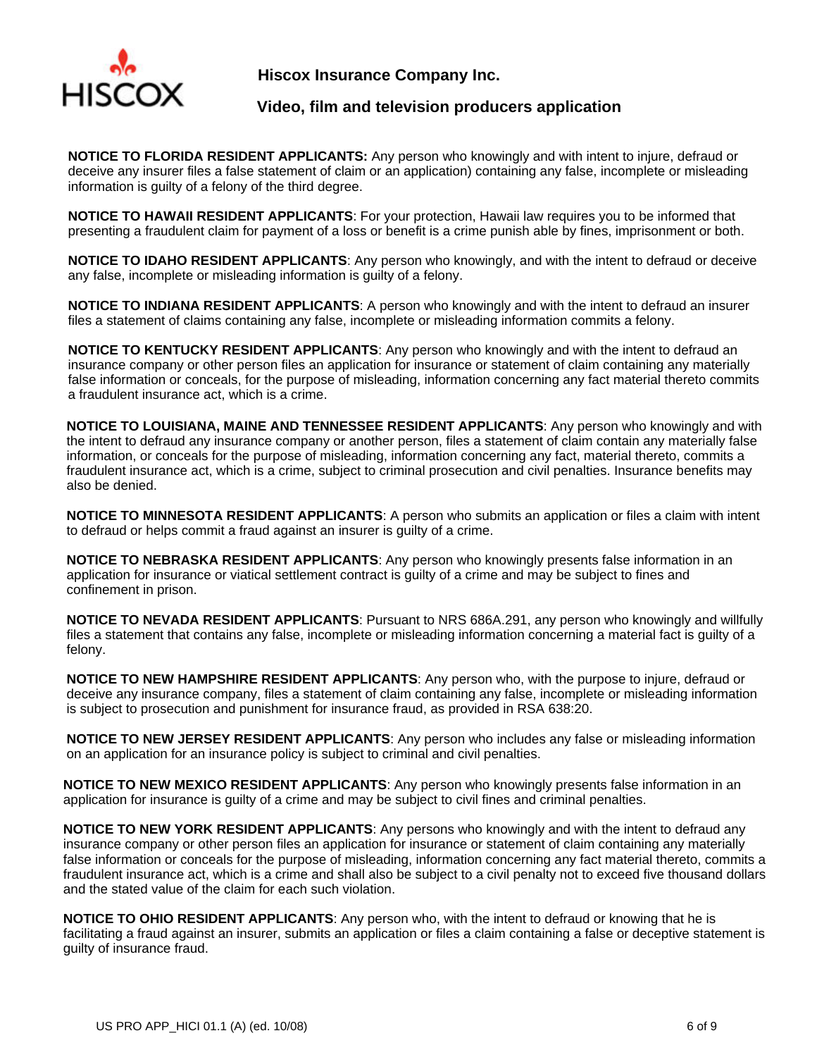**Hiscox Insurance Company Inc.**

**Video, film and television producers application**

**NOTICE TO FLORIDA RESIDENT APPLICANTS:** Any person who knowingly and with intent to injure, defraud or deceive any insurer files a false statement of claim or an application) containing any false, incomplete or misleading information is guilty of a felony of the third degree.

**NOTICE TO HAWAII RESIDENT APPLICANTS**: For your protection, Hawaii law requires you to be informed that presenting a fraudulent claim for payment of a loss or benefit is a crime punish able by fines, imprisonment or both.

**NOTICE TO IDAHO RESIDENT APPLICANTS**: Any person who knowingly, and with the intent to defraud or deceive any false, incomplete or misleading information is guilty of a felony.

**NOTICE TO INDIANA RESIDENT APPLICANTS**: A person who knowingly and with the intent to defraud an insurer files a statement of claims containing any false, incomplete or misleading information commits a felony.

**NOTICE TO KENTUCKY RESIDENT APPLICANTS**: Any person who knowingly and with the intent to defraud an insurance company or other person files an application for insurance or statement of claim containing any materially false information or conceals, for the purpose of misleading, information concerning any fact material thereto commits a fraudulent insurance act, which is a crime.

**NOTICE TO LOUISIANA, MAINE AND TENNESSEE RESIDENT APPLICANTS**: Any person who knowingly and with the intent to defraud any insurance company or another person, files a statement of claim contain any materially false information, or conceals for the purpose of misleading, information concerning any fact, material thereto, commits a fraudulent insurance act, which is a crime, subject to criminal prosecution and civil penalties. Insurance benefits may also be denied.

**NOTICE TO MINNESOTA RESIDENT APPLICANTS**: A person who submits an application or files a claim with intent to defraud or helps commit a fraud against an insurer is guilty of a crime.

**NOTICE TO NEBRASKA RESIDENT APPLICANTS**: Any person who knowingly presents false information in an application for insurance or viatical settlement contract is guilty of a crime and may be subject to fines and confinement in prison.

**NOTICE TO NEVADA RESIDENT APPLICANTS**: Pursuant to NRS 686A.291, any person who knowingly and willfully files a statement that contains any false, incomplete or misleading information concerning a material fact is guilty of a felony.

**NOTICE TO NEW HAMPSHIRE RESIDENT APPLICANTS**: Any person who, with the purpose to injure, defraud or deceive any insurance company, files a statement of claim containing any false, incomplete or misleading information is subject to prosecution and punishment for insurance fraud, as provided in RSA 638:20.

**NOTICE TO NEW JERSEY RESIDENT APPLICANTS**: Any person who includes any false or misleading information on an application for an insurance policy is subject to criminal and civil penalties.

**NOTICE TO NEW MEXICO RESIDENT APPLICANTS**: Any person who knowingly presents false information in an application for insurance is guilty of a crime and may be subject to civil fines and criminal penalties.

**NOTICE TO NEW YORK RESIDENT APPLICANTS**: Any persons who knowingly and with the intent to defraud any insurance company or other person files an application for insurance or statement of claim containing any materially false information or conceals for the purpose of misleading, information concerning any fact material thereto, commits a fraudulent insurance act, which is a crime and shall also be subject to a civil penalty not to exceed five thousand dollars and the stated value of the claim for each such violation.

**NOTICE TO OHIO RESIDENT APPLICANTS**: Any person who, with the intent to defraud or knowing that he is facilitating a fraud against an insurer, submits an application or files a claim containing a false or deceptive statement is guilty of insurance fraud.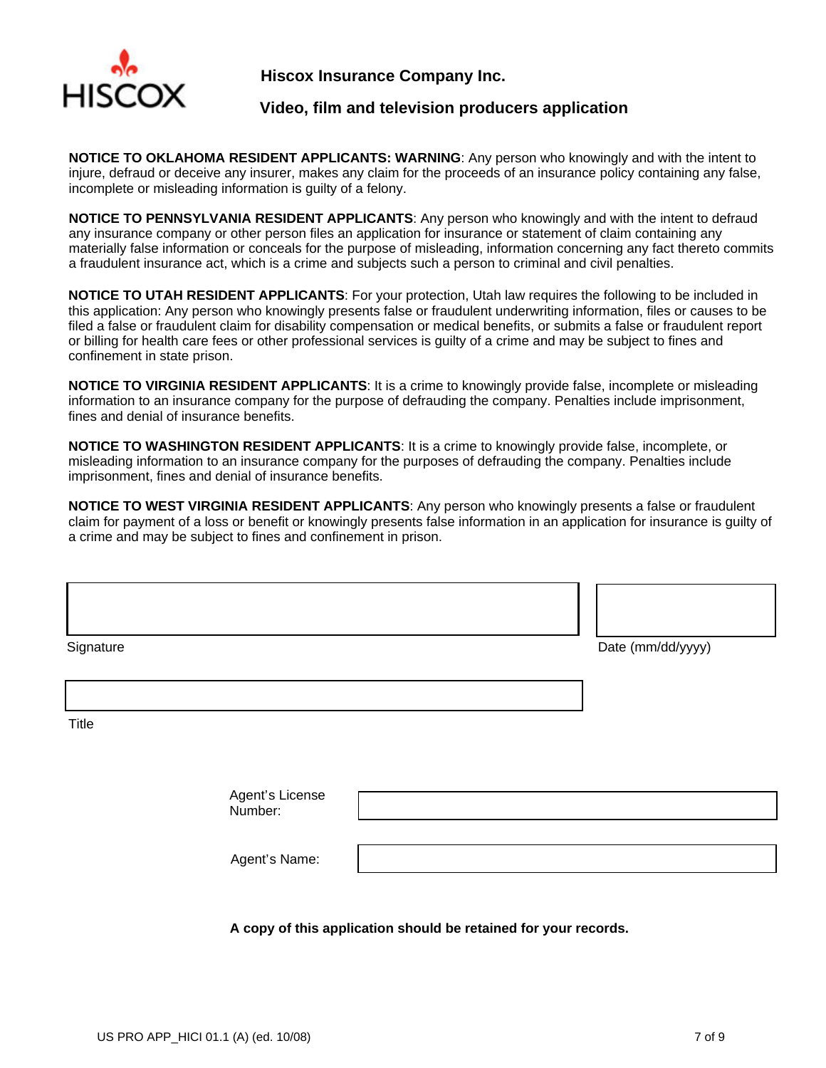**Hiscox Insurance Company Inc.**

**Video, film and television producers application**

**NOTICE TO OKLAHOMA RESIDENT APPLICANTS: WARNING**: Any person who knowingly and with the intent to injure, defraud or deceive any insurer, makes any claim for the proceeds of an insurance policy containing any false, incomplete or misleading information is guilty of a felony.

**NOTICE TO PENNSYLVANIA RESIDENT APPLICANTS**: Any person who knowingly and with the intent to defraud any insurance company or other person files an application for insurance or statement of claim containing any materially false information or conceals for the purpose of misleading, information concerning any fact thereto commits a fraudulent insurance act, which is a crime and subjects such a person to criminal and civil penalties.

**NOTICE TO UTAH RESIDENT APPLICANTS**: For your protection, Utah law requires the following to be included in this application: Any person who knowingly presents false or fraudulent underwriting information, files or causes to be filed a false or fraudulent claim for disability compensation or medical benefits, or submits a false or fraudulent report or billing for health care fees or other professional services is guilty of a crime and may be subject to fines and confinement in state prison.

**NOTICE TO VIRGINIA RESIDENT APPLICANTS**: It is a crime to knowingly provide false, incomplete or misleading information to an insurance company for the purpose of defrauding the company. Penalties include imprisonment, fines and denial of insurance benefits.

**NOTICE TO WASHINGTON RESIDENT APPLICANTS**: It is a crime to knowingly provide false, incomplete, or misleading information to an insurance company for the purposes of defrauding the company. Penalties include imprisonment, fines and denial of insurance benefits.

**NOTICE TO WEST VIRGINIA RESIDENT APPLICANTS**: Any person who knowingly presents a false or fraudulent claim for payment of a loss or benefit or knowingly presents false information in an application for insurance is guilty of a crime and may be subject to fines and confinement in prison.

Signature: ______________________________ Date (mm/dd/yyyy): ______________

Title: ______________________________

Agent's License Number: ______________________________

Agent's Name: ______________________________

**A copy of this application should be retained for your records.**

US PRO APP_HICI 01.1 (A) (ed. 10/08)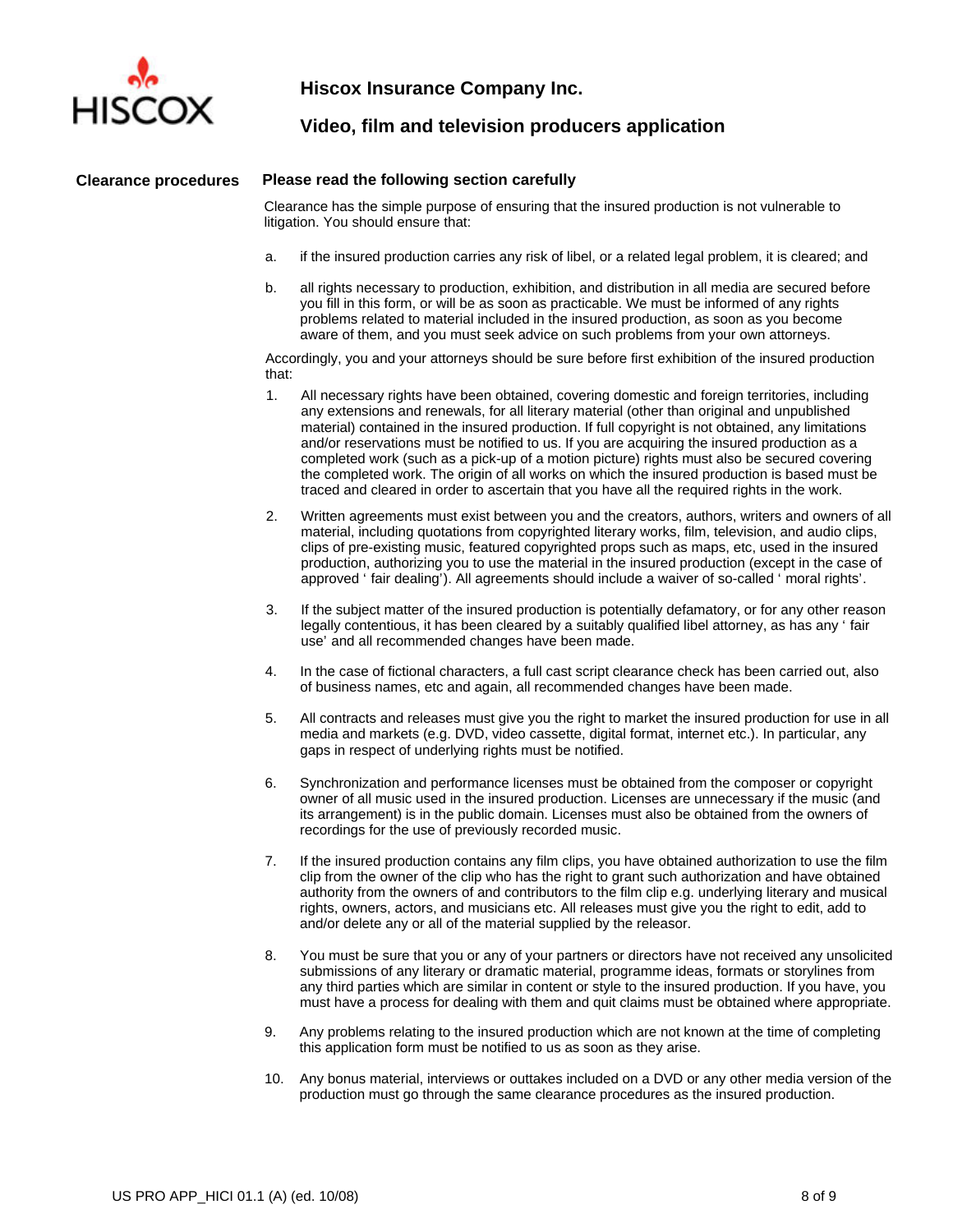**Hiscox Insurance Company Inc.**

**Video, film and television producers application**

## Clearance procedures

### Please read the following section carefully

Clearance has the simple purpose of ensuring that the insured production is not vulnerable to litigation. You should ensure that:

a. if the insured production carries any risk of libel, or a related legal problem, it is cleared; and

b. all rights necessary to production, exhibition, and distribution in all media are secured before you fill in this form, or will be as soon as practicable. We must be informed of any rights problems related to material included in the insured production, as soon as you become aware of them, and you must seek advice on such problems from your own attorneys.

Accordingly, you and your attorneys should be sure before first exhibition of the insured production that:

1. All necessary rights have been obtained, covering domestic and foreign territories, including any extensions and renewals, for all literary material (other than original and unpublished material) contained in the insured production. If full copyright is not obtained, any limitations and/or reservations must be notified to us. If you are acquiring the insured production as a completed work (such as a pick-up of a motion picture) rights must also be secured covering the completed work. The origin of all works on which the insured production is based must be traced and cleared in order to ascertain that you have all the required rights in the work.

2. Written agreements must exist between you and the creators, authors, writers and owners of all material, including quotations from copyrighted literary works, film, television, and audio clips, clips of pre-existing music, featured copyrighted props such as maps, etc, used in the insured production, authorizing you to use the material in the insured production (except in the case of approved ' fair dealing'). All agreements should include a waiver of so-called ' moral rights'.

3. If the subject matter of the insured production is potentially defamatory, or for any other reason legally contentious, it has been cleared by a suitably qualified libel attorney, as has any ' fair use' and all recommended changes have been made.

4. In the case of fictional characters, a full cast script clearance check has been carried out, also of business names, etc and again, all recommended changes have been made.

5. All contracts and releases must give you the right to market the insured production for use in all media and markets (e.g. DVD, video cassette, digital format, internet etc.). In particular, any gaps in respect of underlying rights must be notified.

6. Synchronization and performance licenses must be obtained from the composer or copyright owner of all music used in the insured production. Licenses are unnecessary if the music (and its arrangement) is in the public domain. Licenses must also be obtained from the owners of recordings for the use of previously recorded music.

7. If the insured production contains any film clips, you have obtained authorization to use the film clip from the owner of the clip who has the right to grant such authorization and have obtained authority from the owners of and contributors to the film clip e.g. underlying literary and musical rights, owners, actors, and musicians etc. All releases must give you the right to edit, add to and/or delete any or all of the material supplied by the releasor.

8. You must be sure that you or any of your partners or directors have not received any unsolicited submissions of any literary or dramatic material, programme ideas, formats or storylines from any third parties which are similar in content or style to the insured production. If you have, you must have a process for dealing with them and quit claims must be obtained where appropriate.

9. Any problems relating to the insured production which are not known at the time of completing this application form must be notified to us as soon as they arise.

10. Any bonus material, interviews or outtakes included on a DVD or any other media version of the production must go through the same clearance procedures as the insured production.

US PRO APP_HICI 01.1 (A) (ed. 10/08)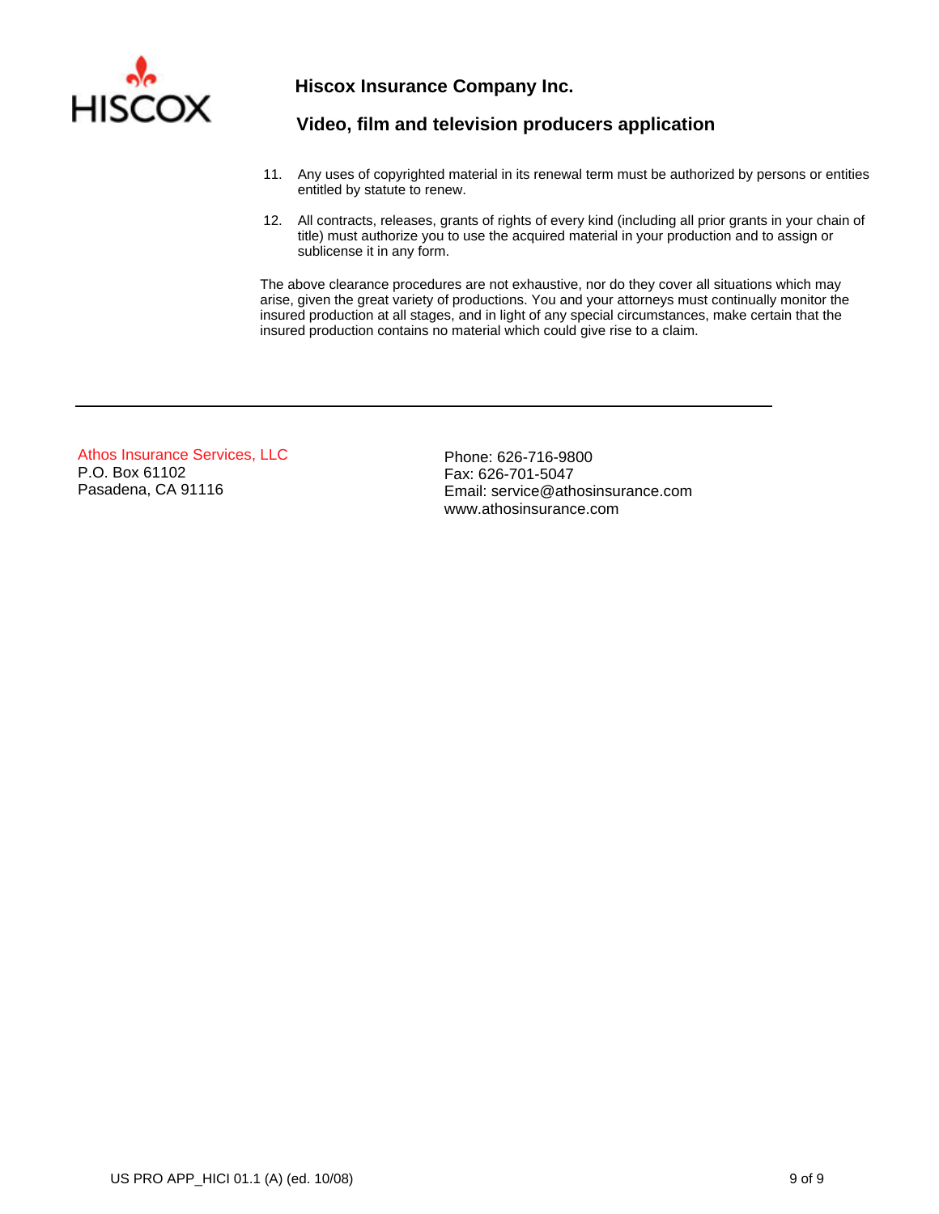# Hiscox Insurance Company Inc.

## Video, film and television producers application

11. Any uses of copyrighted material in its renewal term must be authorized by persons or entities entitled by statute to renew.

12. All contracts, releases, grants of rights of every kind (including all prior grants in your chain of title) must authorize you to use the acquired material in your production and to assign or sublicense it in any form.

The above clearance procedures are not exhaustive, nor do they cover all situations which may arise, given the great variety of productions. You and your attorneys must continually monitor the insured production at all stages, and in light of any special circumstances, make certain that the insured production contains no material which could give rise to a claim.

---

Athos Insurance Services, LLC
P.O. Box 61102
Pasadena, CA 91116

Phone: 626-716-9800
Fax: 626-701-5047
Email: service@athosinsurance.com
www.athosinsurance.com

US PRO APP_HICI 01.1 (A) (ed. 10/08)